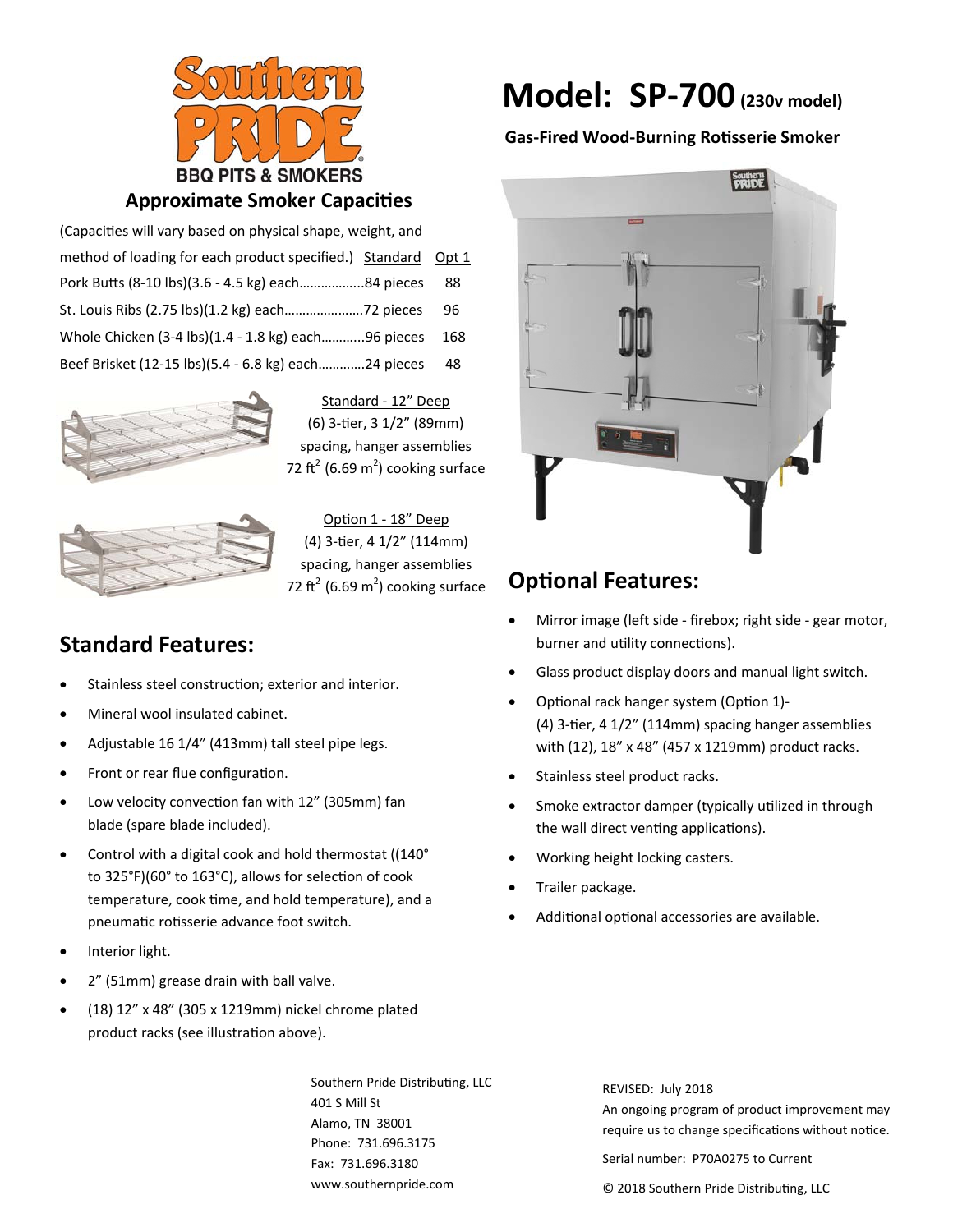# Model: SP-700 (230v model)

**Gas-Fired Wood-Burning Rotisserie Smoker**

Southern PRIDE BBQ PITS & SMOKERS

## Approximate Smoker Capacities

(Capacities will vary based on physical shape, weight, and method of loading for each product specified.)

| Product | Standard | Opt 1 |
|---|---|---|
| Pork Butts (8-10 lbs)(3.6 - 4.5 kg) each | 84 pieces | 88 |
| St. Louis Ribs (2.75 lbs)(1.2 kg) each | 72 pieces | 96 |
| Whole Chicken (3-4 lbs)(1.4 - 1.8 kg) each | 96 pieces | 168 |
| Beef Brisket (12-15 lbs)(5.4 - 6.8 kg) each | 24 pieces | 48 |

Standard - 12" Deep
(6) 3-tier, 3 1/2" (89mm) spacing, hanger assemblies
72 ft$^2$ (6.69 m$^2$) cooking surface

Option 1 - 18" Deep
(4) 3-tier, 4 1/2" (114mm) spacing, hanger assemblies
72 ft$^2$ (6.69 m$^2$) cooking surface

## Standard Features:

- Stainless steel construction; exterior and interior.
- Mineral wool insulated cabinet.
- Adjustable 16 1/4" (413mm) tall steel pipe legs.
- Front or rear flue configuration.
- Low velocity convection fan with 12" (305mm) fan blade (spare blade included).
- Control with a digital cook and hold thermostat ((140° to 325°F)(60° to 163°C), allows for selection of cook temperature, cook time, and hold temperature), and a pneumatic rotisserie advance foot switch.
- Interior light.
- 2" (51mm) grease drain with ball valve.
- (18) 12" x 48" (305 x 1219mm) nickel chrome plated product racks (see illustration above).

## Optional Features:

- Mirror image (left side - firebox; right side - gear motor, burner and utility connections).
- Glass product display doors and manual light switch.
- Optional rack hanger system (Option 1)- (4) 3-tier, 4 1/2" (114mm) spacing hanger assemblies with (12), 18" x 48" (457 x 1219mm) product racks.
- Stainless steel product racks.
- Smoke extractor damper (typically utilized in through the wall direct venting applications).
- Working height locking casters.
- Trailer package.
- Additional optional accessories are available.

Southern Pride Distributing, LLC
401 S Mill St
Alamo, TN 38001
Phone: 731.696.3175
Fax: 731.696.3180
www.southernpride.com

REVISED: July 2018
An ongoing program of product improvement may require us to change specifications without notice.

Serial number: P70A0275 to Current

© 2018 Southern Pride Distributing, LLC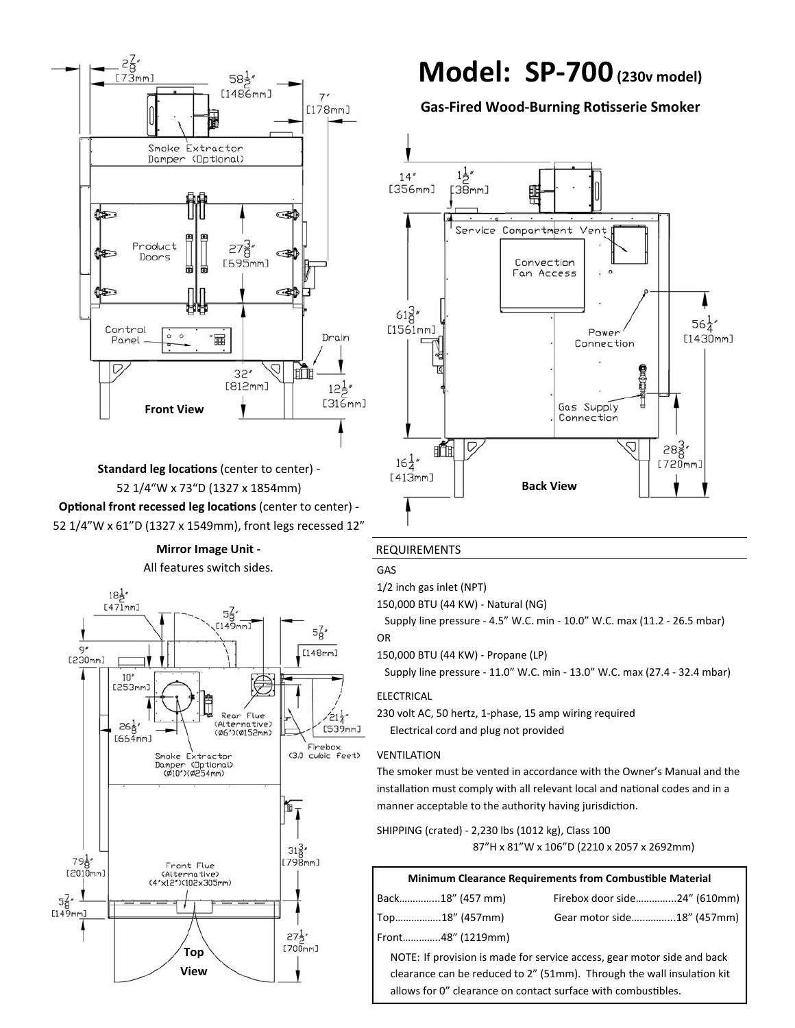# Model: SP-700 (230v model)

**Gas-Fired Wood-Burning Rotisserie Smoker**

2 7/8″ [73mm]
58 1/2″ [1486mm]
7″ [178mm]
Smoke Extractor Damper (Optional)
Product Doors
27 3/8″ [695mm]
Control Panel
Drain
32″ [812mm]
12 1/2″ [316mm]

**Front View**

14″ [356mm]
1 1/2″ [38mm]
Service Compartment Vent
Convection Fan Access
61 3/8″ [1561mm]
Power Connection
56 1/4″ [1430mm]
Gas Supply Connection
16 1/4″ [413mm]
28 3/8″ [720mm]

**Back View**

**Standard leg locations** (center to center) - 52 1/4"W x 73"D (1327 x 1854mm)

**Optional front recessed leg locations** (center to center) - 52 1/4"W x 61"D (1327 x 1549mm), front legs recessed 12"

**Mirror Image Unit -**
All features switch sides.

18 1/2″ [471mm]
5 7/8″ [149mm]
5 7/8″ [148mm]
9″ [230mm]
10″ [253mm]
26 1/8″ [664mm]
Rear Flue (Alternative) (Ø6″)(Ø152mm)
21 1/4″ [539mm]
Smoke Extractor Damper (Optional) (Ø10″)(Ø254mm)
Firebox (3.0 cubic feet)
31 3/8″ [798mm]
79 1/8″ [2010mm]
Front Flue (Alternative) (4″x12″)(102x305mm)
5 7/8″ [149mm]
27 1/2″ [700mm]

**Top View**

## REQUIREMENTS

GAS

1/2 inch gas inlet (NPT)

150,000 BTU (44 KW) - Natural (NG)

Supply line pressure - 4.5" W.C. min - 10.0" W.C. max (11.2 - 26.5 mbar)

OR

150,000 BTU (44 KW) - Propane (LP)

Supply line pressure - 11.0" W.C. min - 13.0" W.C. max (27.4 - 32.4 mbar)

ELECTRICAL

230 volt AC, 50 hertz, 1-phase, 15 amp wiring required

Electrical cord and plug not provided

VENTILATION

The smoker must be vented in accordance with the Owner's Manual and the installation must comply with all relevant local and national codes and in a manner acceptable to the authority having jurisdiction.

SHIPPING (crated) - 2,230 lbs (1012 kg), Class 100
87"H x 81"W x 106"D (2210 x 2057 x 2692mm)

**Minimum Clearance Requirements from Combustible Material**

| | |
|---|---|
| Back..............18" (457 mm) | Firebox door side..............24" (610mm) |
| Top.................18" (457mm) | Gear motor side...............18" (457mm) |
| Front..............48" (1219mm) | |

NOTE: If provision is made for service access, gear motor side and back clearance can be reduced to 2" (51mm). Through the wall insulation kit allows for 0" clearance on contact surface with combustibles.